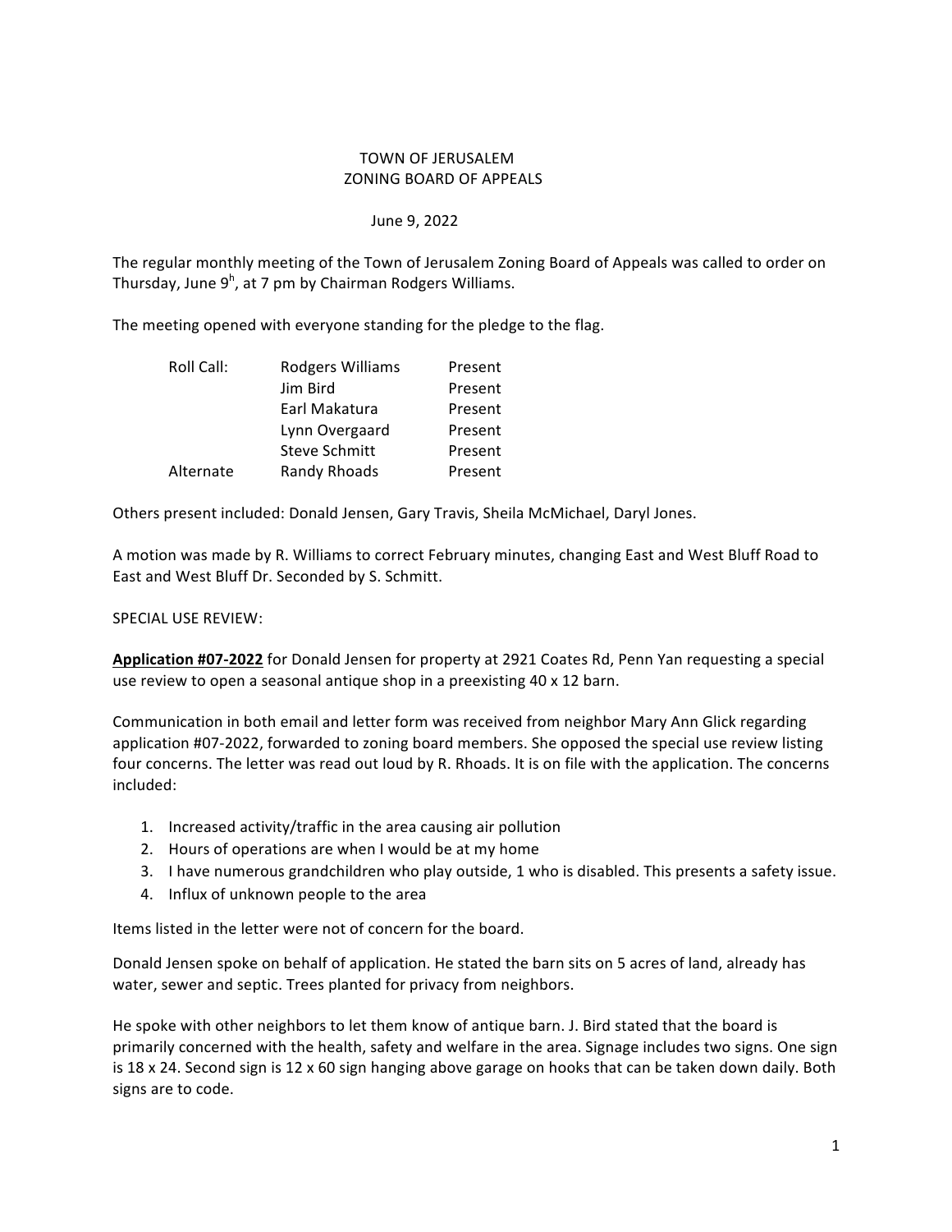TOWN OF JERUSALEM
ZONING BOARD OF APPEALS

June 9, 2022

The regular monthly meeting of the Town of Jerusalem Zoning Board of Appeals was called to order on Thursday, June 9[h], at 7 pm by Chairman Rodgers Williams.

The meeting opened with everyone standing for the pledge to the flag.

| Roll Call: | Rodgers Williams | Present |
|---|---|---|
| | Jim Bird | Present |
| | Earl Makatura | Present |
| | Lynn Overgaard | Present |
| | Steve Schmitt | Present |
| Alternate | Randy Rhoads | Present |

Others present included: Donald Jensen, Gary Travis, Sheila McMichael, Daryl Jones.

A motion was made by R. Williams to correct February minutes, changing East and West Bluff Road to East and West Bluff Dr. Seconded by S. Schmitt.

SPECIAL USE REVIEW:

**Application #07-2022** for Donald Jensen for property at 2921 Coates Rd, Penn Yan requesting a special use review to open a seasonal antique shop in a preexisting 40 x 12 barn.

Communication in both email and letter form was received from neighbor Mary Ann Glick regarding application #07-2022, forwarded to zoning board members. She opposed the special use review listing four concerns. The letter was read out loud by R. Rhoads. It is on file with the application. The concerns included:

1. Increased activity/traffic in the area causing air pollution
2. Hours of operations are when I would be at my home
3. I have numerous grandchildren who play outside, 1 who is disabled. This presents a safety issue.
4. Influx of unknown people to the area

Items listed in the letter were not of concern for the board.

Donald Jensen spoke on behalf of application. He stated the barn sits on 5 acres of land, already has water, sewer and septic. Trees planted for privacy from neighbors.

He spoke with other neighbors to let them know of antique barn. J. Bird stated that the board is primarily concerned with the health, safety and welfare in the area. Signage includes two signs. One sign is 18 x 24. Second sign is 12 x 60 sign hanging above garage on hooks that can be taken down daily. Both signs are to code.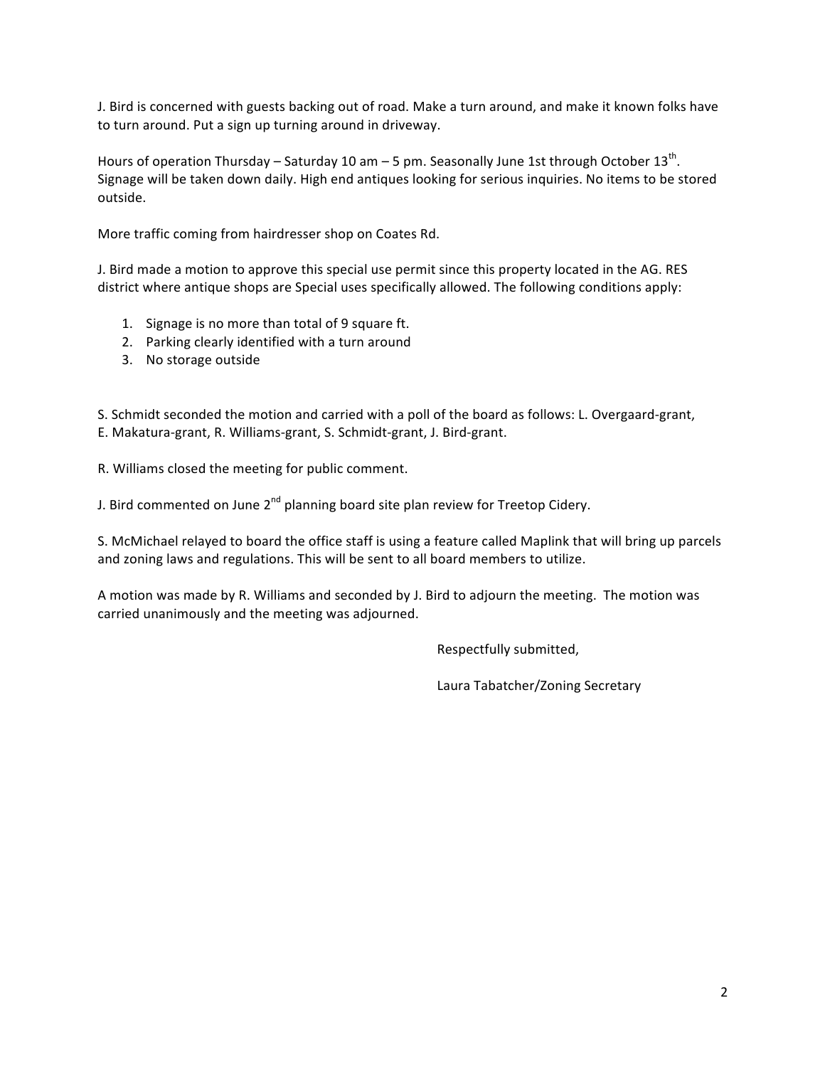J. Bird is concerned with guests backing out of road. Make a turn around, and make it known folks have to turn around. Put a sign up turning around in driveway.

Hours of operation Thursday – Saturday 10 am – 5 pm. Seasonally June 1st through October 13th. Signage will be taken down daily. High end antiques looking for serious inquiries. No items to be stored outside.

More traffic coming from hairdresser shop on Coates Rd.

J. Bird made a motion to approve this special use permit since this property located in the AG. RES district where antique shops are Special uses specifically allowed. The following conditions apply:

1. Signage is no more than total of 9 square ft.
2. Parking clearly identified with a turn around
3. No storage outside

S. Schmidt seconded the motion and carried with a poll of the board as follows: L. Overgaard-grant, E. Makatura-grant, R. Williams-grant, S. Schmidt-grant, J. Bird-grant.

R. Williams closed the meeting for public comment.

J. Bird commented on June 2nd planning board site plan review for Treetop Cidery.

S. McMichael relayed to board the office staff is using a feature called Maplink that will bring up parcels and zoning laws and regulations. This will be sent to all board members to utilize.

A motion was made by R. Williams and seconded by J. Bird to adjourn the meeting. The motion was carried unanimously and the meeting was adjourned.

Respectfully submitted,

Laura Tabatcher/Zoning Secretary